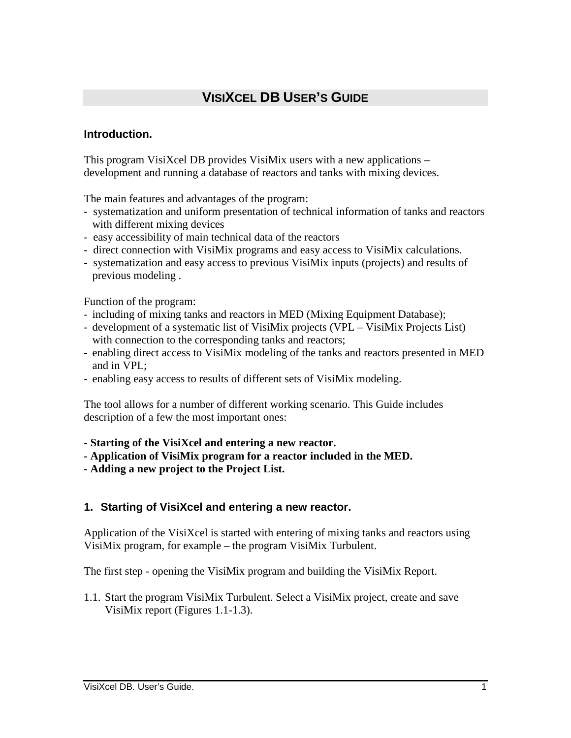# VISIXCEL DB USER'S GUIDE

## Introduction.

This program VisiXcel DB provides VisiMix users with a new applications – development and running a database of reactors and tanks with mixing devices.

The main features and advantages of the program:
- systematization and uniform presentation of technical information of tanks and reactors with different mixing devices
- easy accessibility of main technical data of the reactors
- direct connection with VisiMix programs and easy access to VisiMix calculations.
- systematization and easy access to previous VisiMix inputs (projects) and results of previous modeling .

Function of the program:
- including of mixing tanks and reactors in MED (Mixing Equipment Database);
- development of a systematic list of VisiMix projects (VPL – VisiMix Projects List) with connection to the corresponding tanks and reactors;
- enabling direct access to VisiMix modeling of the tanks and reactors presented in MED and in VPL;
- enabling easy access to results of different sets of VisiMix modeling.

The tool allows for a number of different working scenario. This Guide includes description of a few the most important ones:

- **Starting of the VisiXcel and entering a new reactor.**
- **Application of VisiMix program for a reactor included in the MED.**
- **Adding a new project to the Project List.**

## 1. Starting of VisiXcel and entering a new reactor.

Application of the VisiXcel is started with entering of mixing tanks and reactors using VisiMix program, for example – the program VisiMix Turbulent.

The first step - opening the VisiMix program and building the VisiMix Report.

1.1. Start the program VisiMix Turbulent. Select a VisiMix project, create and save VisiMix report (Figures 1.1-1.3).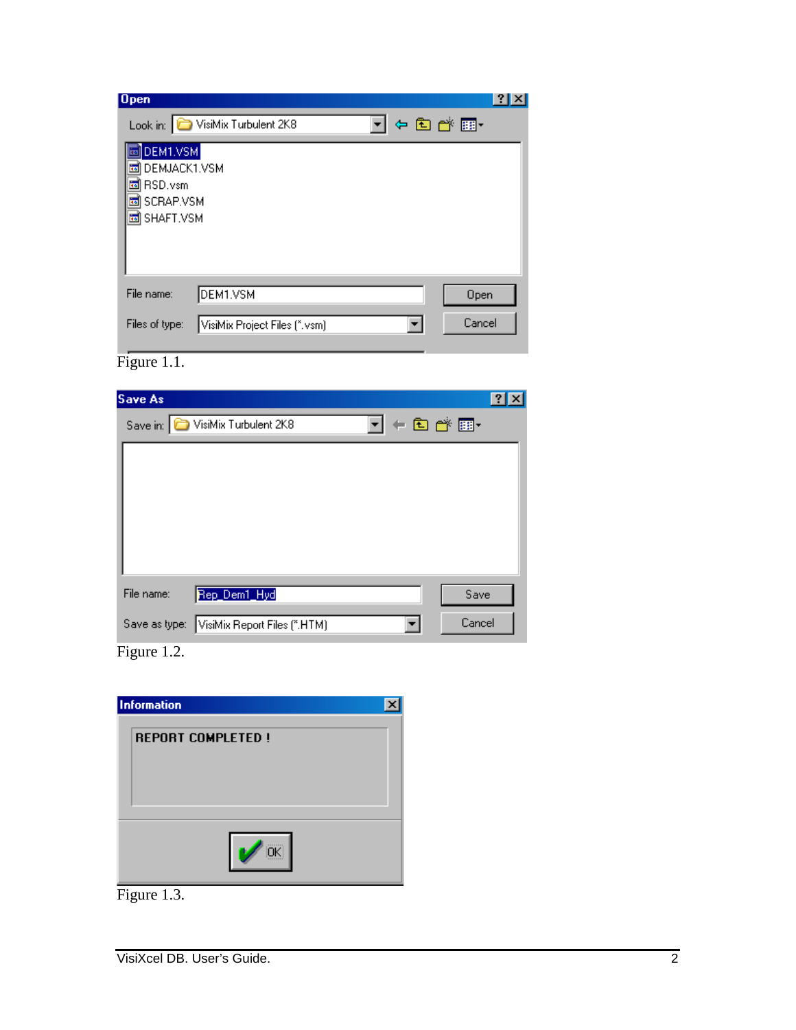Figure 1.1.

Figure 1.2.

Figure 1.3.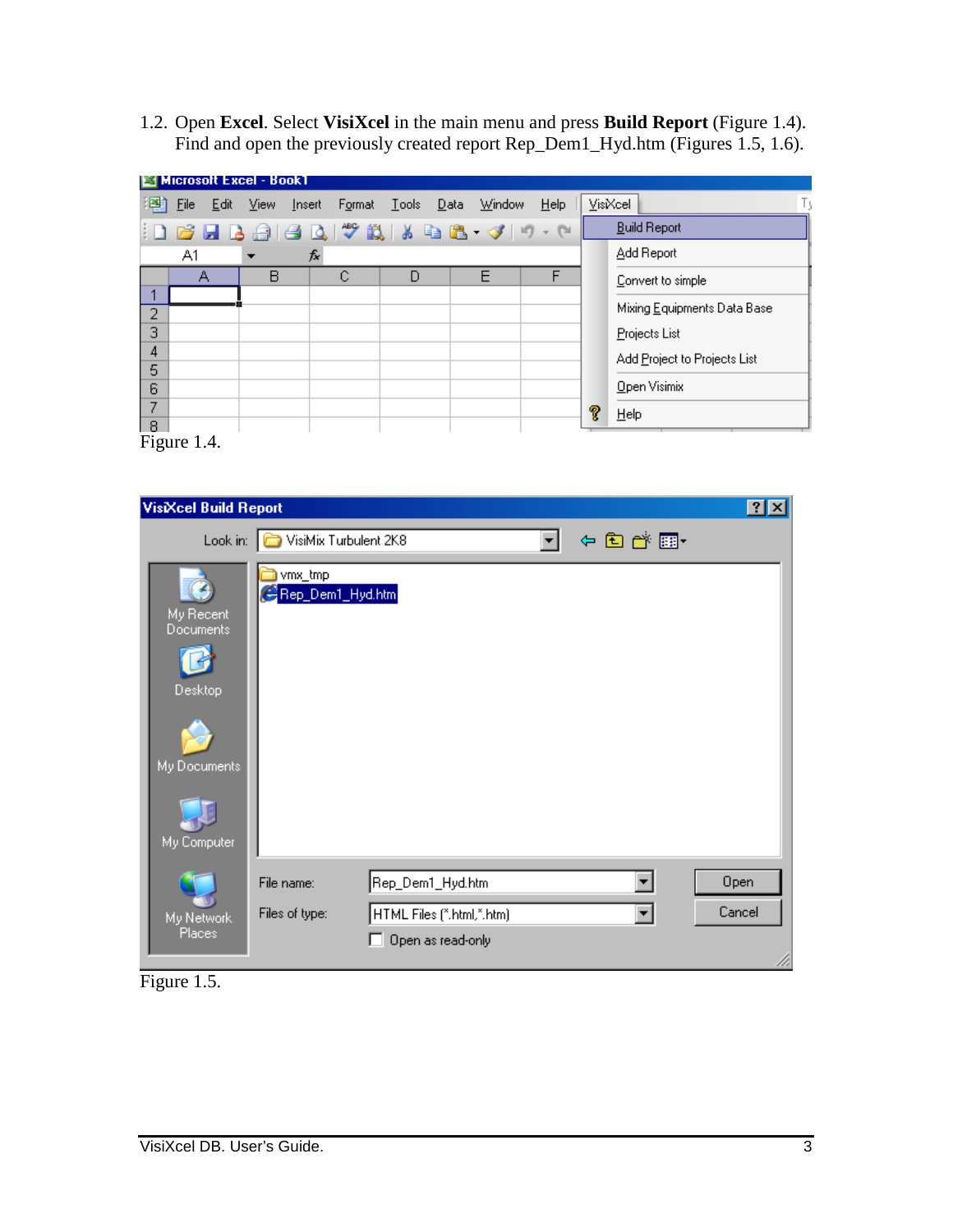1.2. Open **Excel**. Select **VisiXcel** in the main menu and press **Build Report** (Figure 1.4). Find and open the previously created report Rep_Dem1_Hyd.htm (Figures 1.5, 1.6).

Figure 1.4.

Figure 1.5.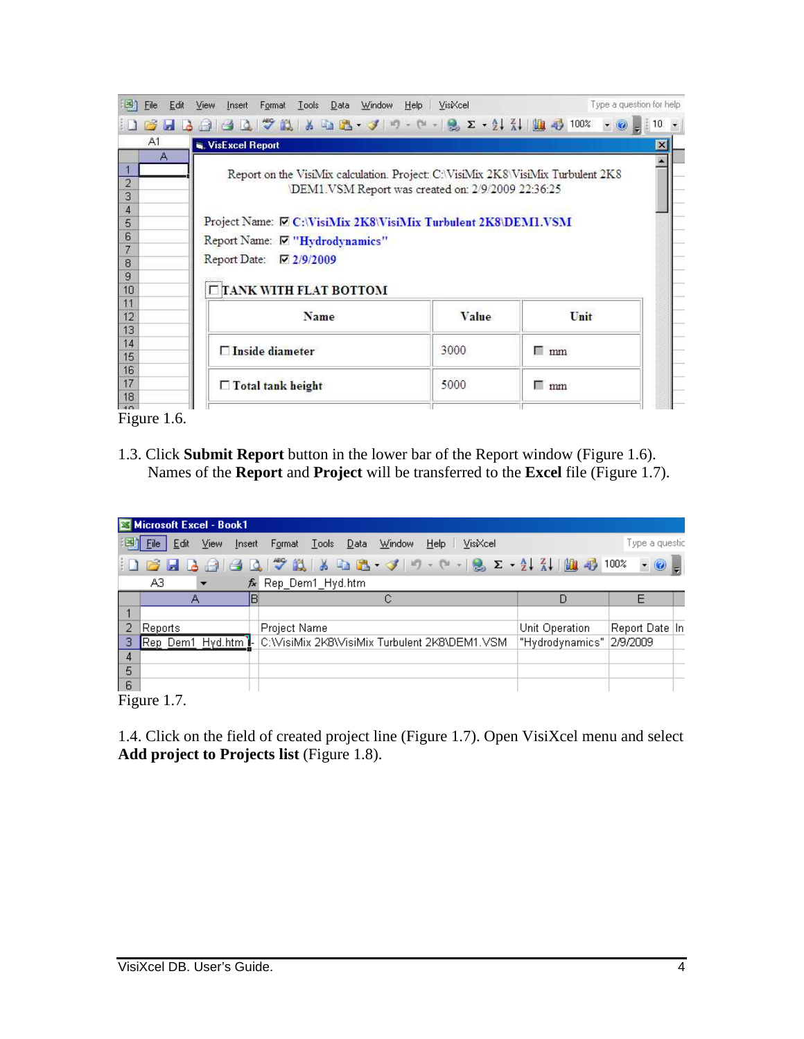Figure 1.6.

1.3. Click **Submit Report** button in the lower bar of the Report window (Figure 1.6). Names of the **Report** and **Project** will be transferred to the **Excel** file (Figure 1.7).

Figure 1.7.

1.4. Click on the field of created project line (Figure 1.7). Open VisiXcel menu and select **Add project to Projects list** (Figure 1.8).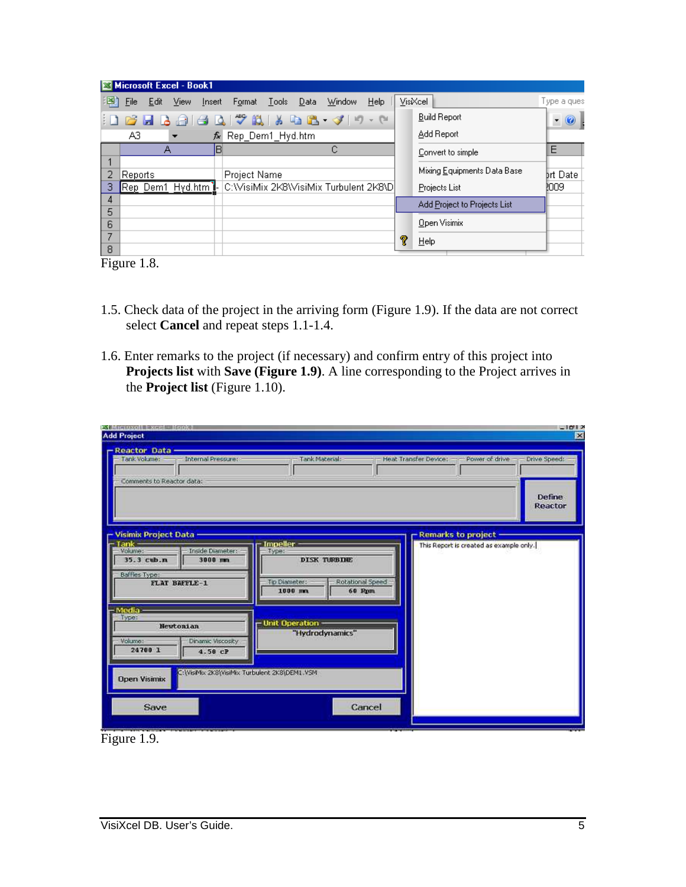Figure 1.8.

1.5. Check data of the project in the arriving form (Figure 1.9). If the data are not correct select **Cancel** and repeat steps 1.1-1.4.

1.6. Enter remarks to the project (if necessary) and confirm entry of this project into **Projects list** with **Save (Figure 1.9)**. A line corresponding to the Project arrives in the **Project list** (Figure 1.10).

Figure 1.9.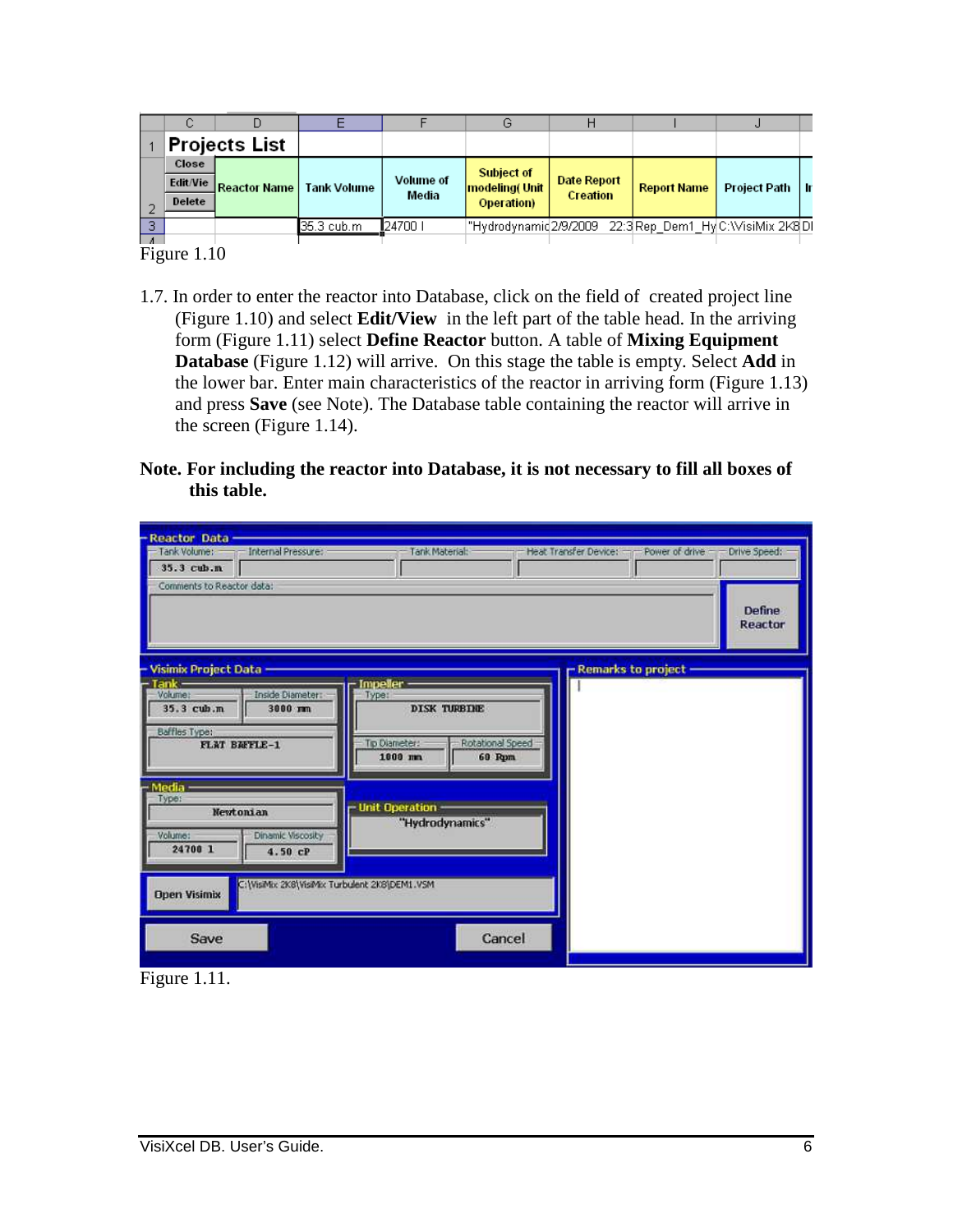| | C | D | E | F | G | H | I | J | |
|---|---|---|---|---|---|---|---|---|---|
| 1 | Projects List | | | | | | | | |
| 2 | Close / Edit/Vie / Delete | Reactor Name | Tank Volume | Volume of Media | Subject of modeling( Unit Operation) | Date Report Creation | Report Name | Project Path | Ir |
| 3 | | | 35.3 cub.m | 24700 l | "Hydrodynamic | 2/9/2009 22:3 | Rep_Dem1_Hy | C:\VisiMix 2K8 | DI |

Figure 1.10

1.7. In order to enter the reactor into Database, click on the field of created project line (Figure 1.10) and select **Edit/View** in the left part of the table head. In the arriving form (Figure 1.11) select **Define Reactor** button. A table of **Mixing Equipment Database** (Figure 1.12) will arrive. On this stage the table is empty. Select **Add** in the lower bar. Enter main characteristics of the reactor in arriving form (Figure 1.13) and press **Save** (see Note). The Database table containing the reactor will arrive in the screen (Figure 1.14).

**Note. For including the reactor into Database, it is not necessary to fill all boxes of this table.**

Figure 1.11.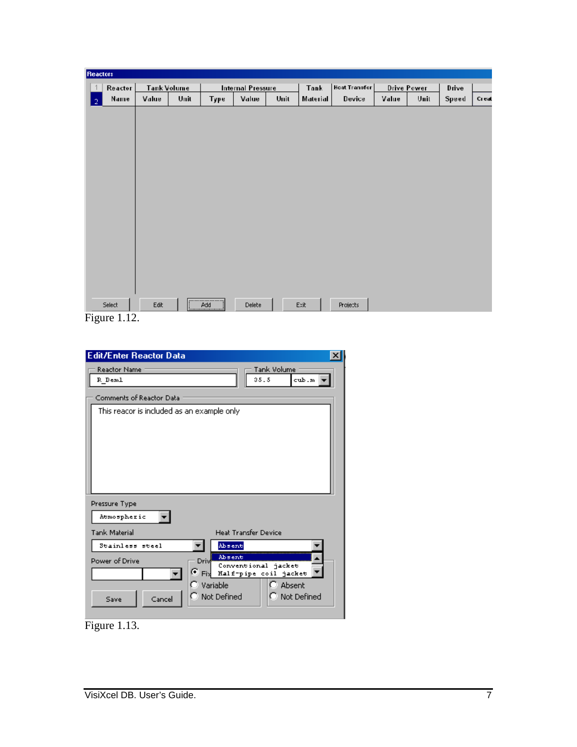Figure 1.12.

Figure 1.13.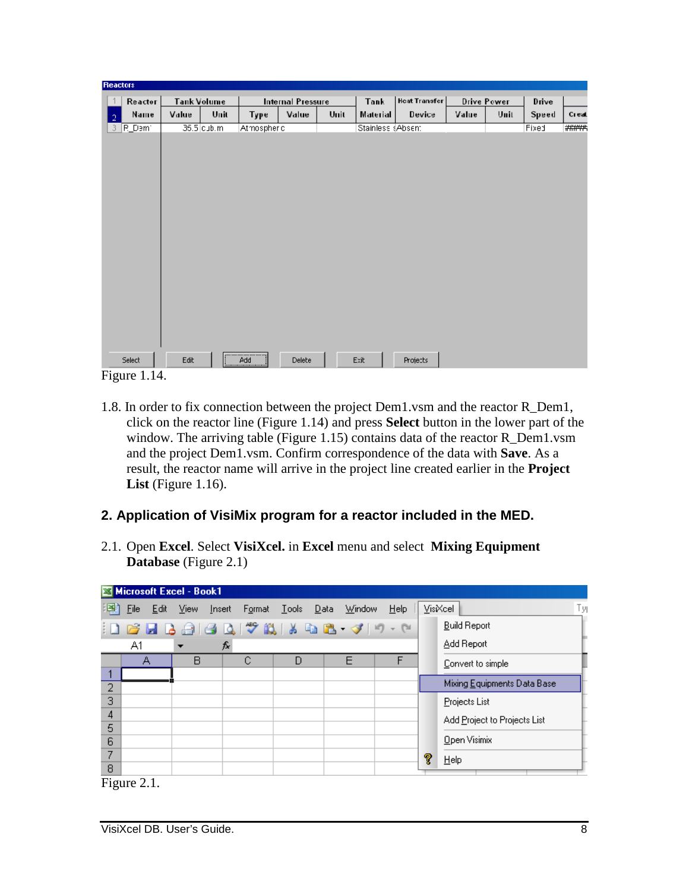Figure 1.14.

1.8. In order to fix connection between the project Dem1.vsm and the reactor R_Dem1, click on the reactor line (Figure 1.14) and press **Select** button in the lower part of the window. The arriving table (Figure 1.15) contains data of the reactor R_Dem1.vsm and the project Dem1.vsm. Confirm correspondence of the data with **Save**. As a result, the reactor name will arrive in the project line created earlier in the **Project List** (Figure 1.16).

## 2. Application of VisiMix program for a reactor included in the MED.

2.1. Open **Excel**. Select **VisiXcel.** in **Excel** menu and select **Mixing Equipment Database** (Figure 2.1)

Figure 2.1.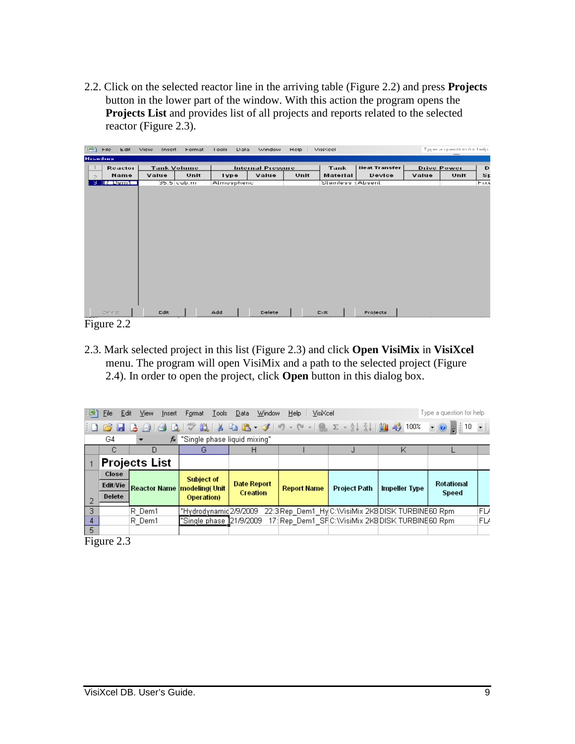2.2. Click on the selected reactor line in the arriving table (Figure 2.2) and press **Projects** button in the lower part of the window. With this action the program opens the **Projects List** and provides list of all projects and reports related to the selected reactor (Figure 2.3).

Figure 2.2

2.3. Mark selected project in this list (Figure 2.3) and click **Open VisiMix** in **VisiXcel** menu. The program will open VisiMix and a path to the selected project (Figure 2.4). In order to open the project, click **Open** button in this dialog box.

Figure 2.3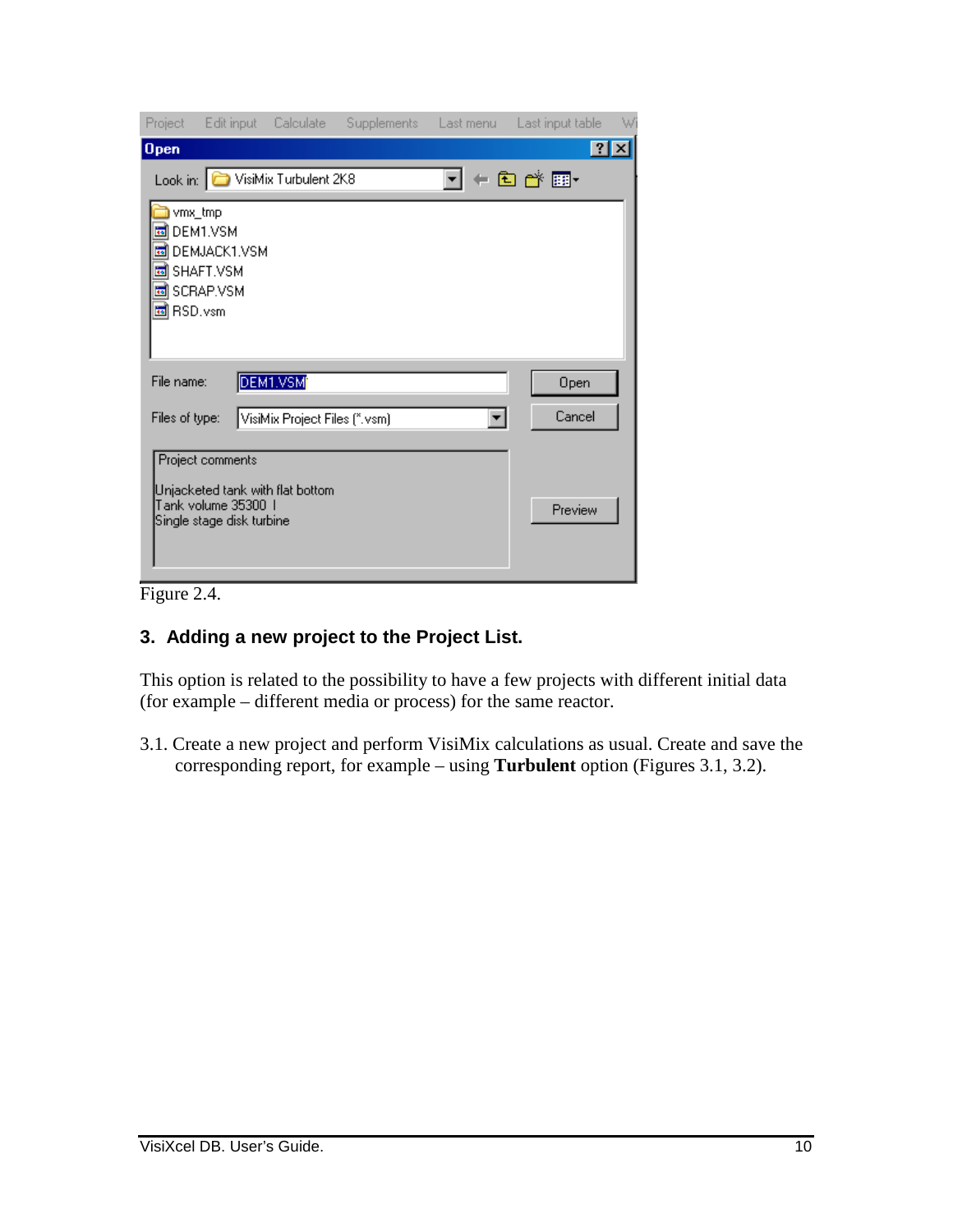Figure 2.4.

### 3. Adding a new project to the Project List.

This option is related to the possibility to have a few projects with different initial data (for example – different media or process) for the same reactor.

3.1. Create a new project and perform VisiMix calculations as usual. Create and save the corresponding report, for example – using **Turbulent** option (Figures 3.1, 3.2).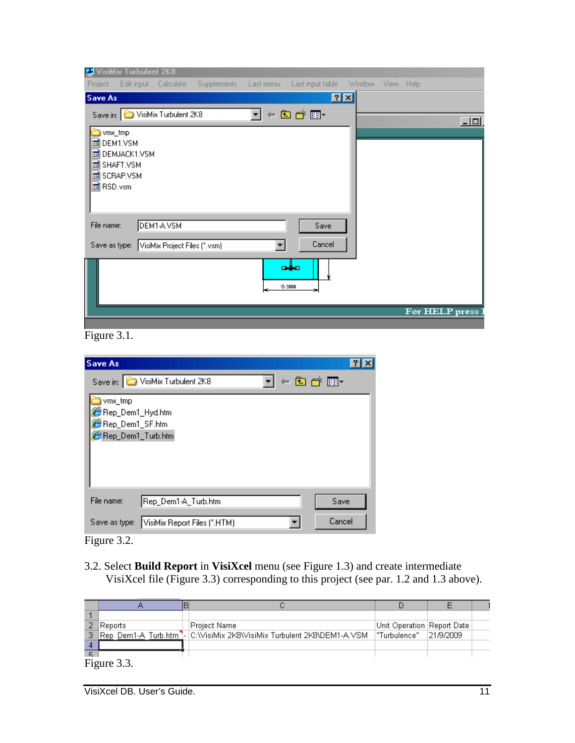Figure 3.1.

Figure 3.2.

3.2. Select **Build Report** in **VisiXcel** menu (see Figure 1.3) and create intermediate VisiXcel file (Figure 3.3) corresponding to this project (see par. 1.2 and 1.3 above).

| | A | B | C | D | E |
|---|---|---|---|---|---|
| 1 | | | | | |
| 2 | Reports | | Project Name | Unit Operation | Report Date |
| 3 | Rep_Dem1-A_Turb.htm | - | C:\VisiMix 2K8\VisiMix Turbulent 2K8\DEM1-A.VSM | "Turbulence" | 21/9/2009 |
| 4 | | | | | |

Figure 3.3.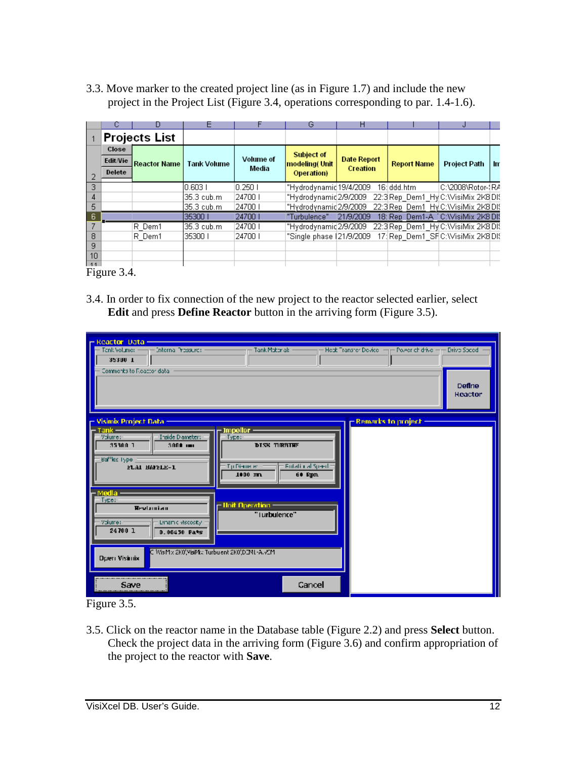3.3. Move marker to the created project line (as in Figure 1.7) and include the new project in the Project List (Figure 3.4, operations corresponding to par. 1.4-1.6).

| | Reactor Name | Tank Volume | Volume of Media | Subject of modeling( Unit Operation) | Date Report Creation | Report Name | Project Path |
|---|---|---|---|---|---|---|---|
| | | 0.603 l | 0.250 l | "Hydrodynamic | 19/4/2009 16: | ddd.htm | C:\2008\Rotor-: |
| | | 35.3 cub.m | 24700 l | "Hydrodynamic | 2/9/2009 22:3 | Rep_Dem1_Hy | C:\VisiMix 2K8 DI |
| | | 35.3 cub.m | 24700 l | "Hydrodynamic | 2/9/2009 22:3 | Rep_Dem1_Hy | C:\VisiMix 2K8 DI |
| | | 35300 l | 24700 l | "Turbulence" | 21/9/2009 18: | Rep_Dem1-A_ | C:\VisiMix 2K8 DI |
| | R_Dem1 | 35.3 cub.m | 24700 l | "Hydrodynamic | 2/9/2009 22:3 | Rep_Dem1_Hy | C:\VisiMix 2K8 DI |
| | R_Dem1 | 35300 l | 24700 l | "Single phase | 21/9/2009 17: | Rep_Dem1_SF | C:\VisiMix 2K8 DI |

Figure 3.4.

3.4. In order to fix connection of the new project to the reactor selected earlier, select **Edit** and press **Define Reactor** button in the arriving form (Figure 3.5).

Figure 3.5.

3.5. Click on the reactor name in the Database table (Figure 2.2) and press **Select** button. Check the project data in the arriving form (Figure 3.6) and confirm appropriation of the project to the reactor with **Save**.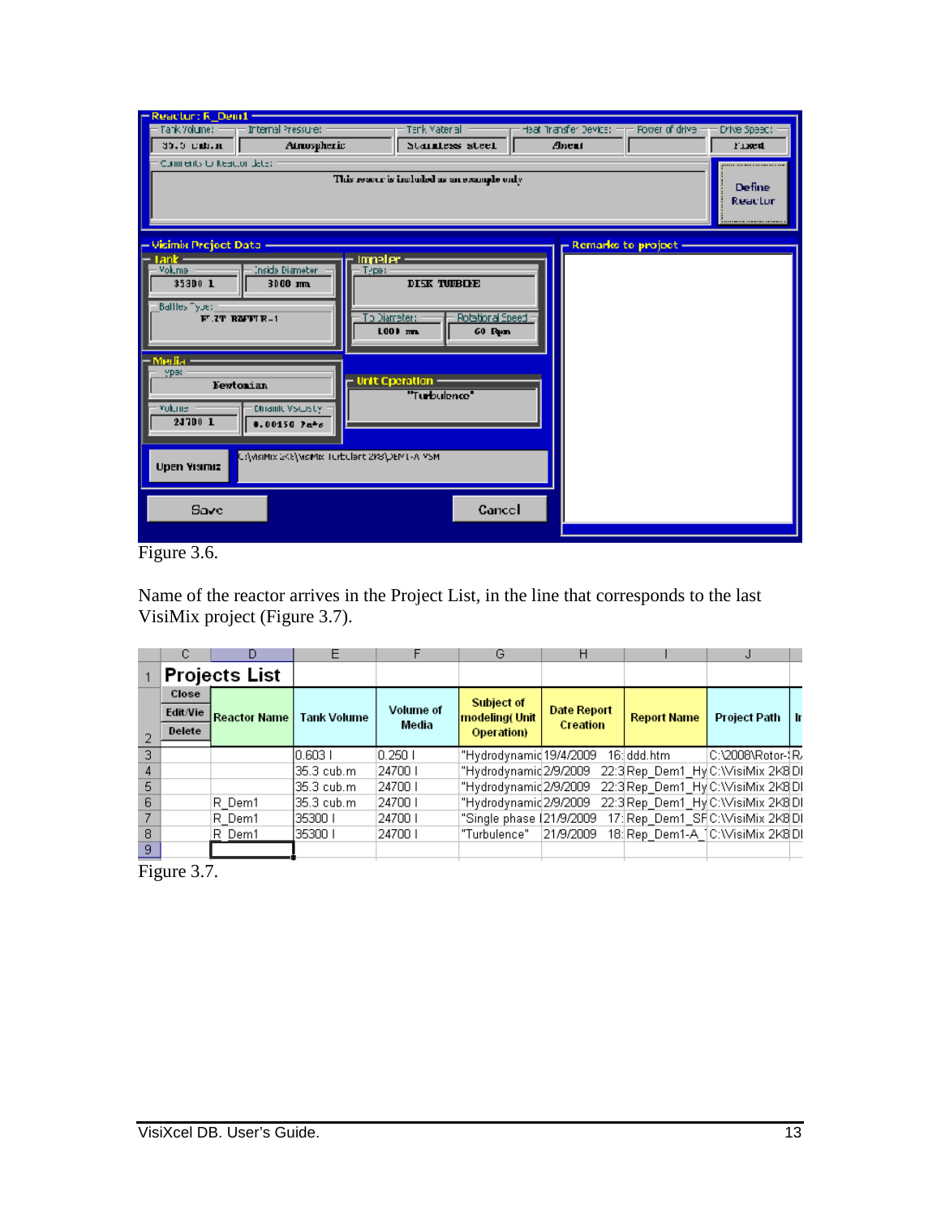Figure 3.6.

Name of the reactor arrives in the Project List, in the line that corresponds to the last VisiMix project (Figure 3.7).

| Reactor Name | Tank Volume | Volume of Media | Subject of modeling( Unit Operation) | Date Report Creation | Report Name | Project Path |
|---|---|---|---|---|---|---|
| | 0.603 l | 0.250 l | "Hydrodynamic | 19/4/2009 16: | ddd.htm | C:\2008\Rotor-\R |
| | 35.3 cub.m | 24700 l | "Hydrodynamic | 2/9/2009 22:3 | Rep_Dem1_Hy | C:\VisiMix 2K8 DI |
| | 35.3 cub.m | 24700 l | "Hydrodynamic | 2/9/2009 22:3 | Rep_Dem1_Hy | C:\VisiMix 2K8 DI |
| R_Dem1 | 35.3 cub.m | 24700 l | "Hydrodynamic | 2/9/2009 22:3 | Rep_Dem1_Hy | C:\VisiMix 2K8 DI |
| R_Dem1 | 35300 l | 24700 l | "Single phase | 21/9/2009 17: | Rep_Dem1_SF | C:\VisiMix 2K8 DI |
| R_Dem1 | 35300 l | 24700 l | "Turbulence" | 21/9/2009 18: | Rep_Dem1-A_ | C:\VisiMix 2K8 DI |

Figure 3.7.